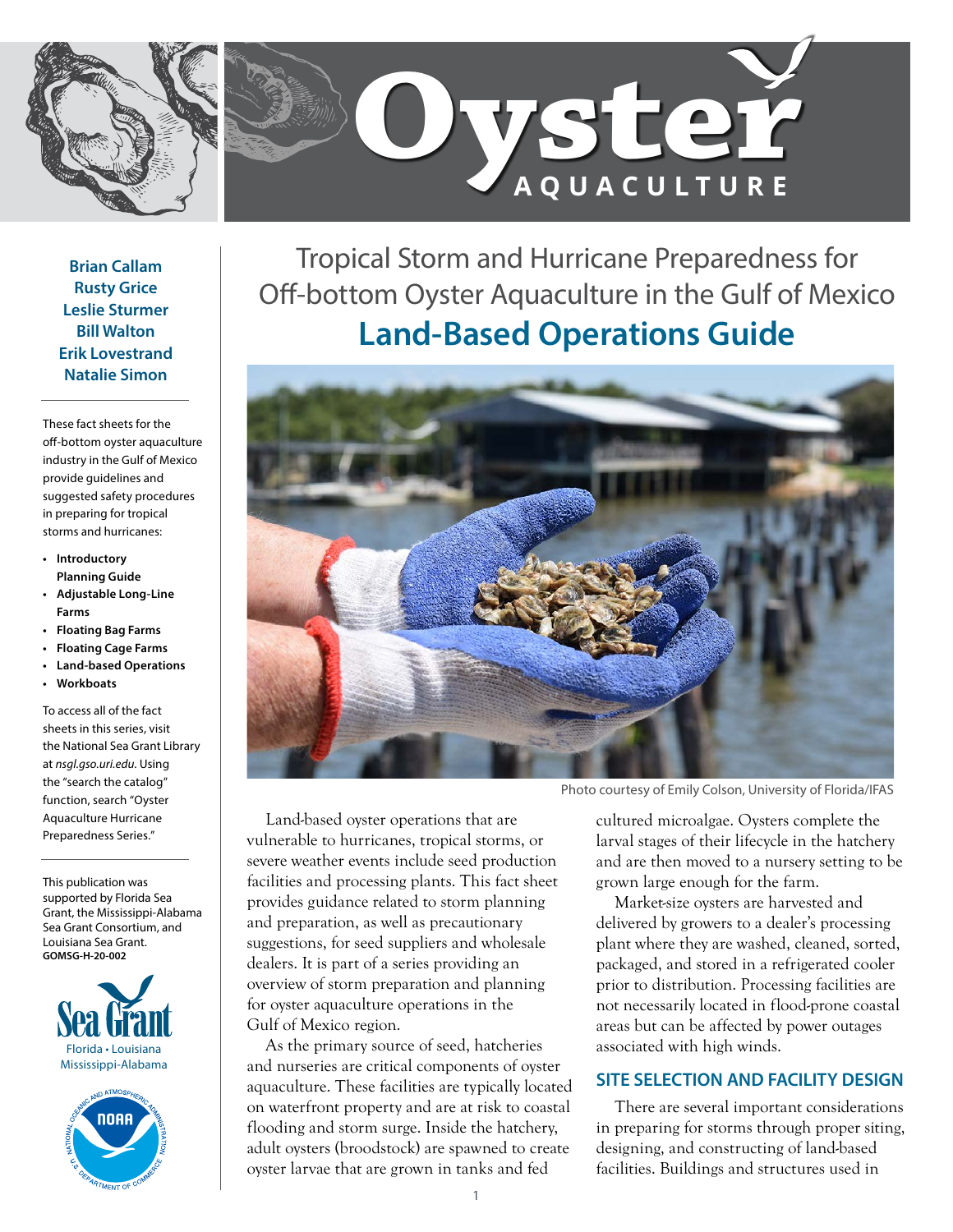# Oyster AQUACULTURE

**Brian Callam**
**Rusty Grice**
**Leslie Sturmer**
**Bill Walton**
**Erik Lovestrand**
**Natalie Simon**

These fact sheets for the off-bottom oyster aquaculture industry in the Gulf of Mexico provide guidelines and suggested safety procedures in preparing for tropical storms and hurricanes:

- **Introductory Planning Guide**
- **Adjustable Long-Line Farms**
- **Floating Bag Farms**
- **Floating Cage Farms**
- **Land-based Operations**
- **Workboats**

To access all of the fact sheets in this series, visit the National Sea Grant Library at *nsgl.gso.uri.edu*. Using the "search the catalog" function, search "Oyster Aquaculture Hurricane Preparedness Series."

This publication was supported by Florida Sea Grant, the Mississippi-Alabama Sea Grant Consortium, and Louisiana Sea Grant.
**GOMSG-H-20-002**

Sea Grant
Florida • Louisiana
Mississippi-Alabama

## Tropical Storm and Hurricane Preparedness for Off-bottom Oyster Aquaculture in the Gulf of Mexico

# Land-Based Operations Guide

Photo courtesy of Emily Colson, University of Florida/IFAS

Land-based oyster operations that are vulnerable to hurricanes, tropical storms, or severe weather events include seed production facilities and processing plants. This fact sheet provides guidance related to storm planning and preparation, as well as precautionary suggestions, for seed suppliers and wholesale dealers. It is part of a series providing an overview of storm preparation and planning for oyster aquaculture operations in the Gulf of Mexico region.

As the primary source of seed, hatcheries and nurseries are critical components of oyster aquaculture. These facilities are typically located on waterfront property and are at risk to coastal flooding and storm surge. Inside the hatchery, adult oysters (broodstock) are spawned to create oyster larvae that are grown in tanks and fed cultured microalgae. Oysters complete the larval stages of their lifecycle in the hatchery and are then moved to a nursery setting to be grown large enough for the farm.

Market-size oysters are harvested and delivered by growers to a dealer's processing plant where they are washed, cleaned, sorted, packaged, and stored in a refrigerated cooler prior to distribution. Processing facilities are not necessarily located in flood-prone coastal areas but can be affected by power outages associated with high winds.

## SITE SELECTION AND FACILITY DESIGN

There are several important considerations in preparing for storms through proper siting, designing, and constructing of land-based facilities. Buildings and structures used in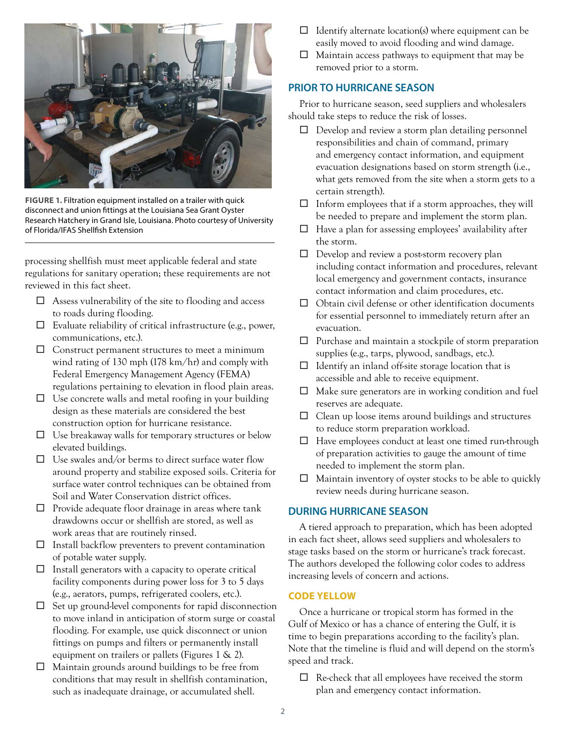FIGURE 1. Filtration equipment installed on a trailer with quick disconnect and union fittings at the Louisiana Sea Grant Oyster Research Hatchery in Grand Isle, Louisiana. Photo courtesy of University of Florida/IFAS Shellfish Extension

processing shellfish must meet applicable federal and state regulations for sanitary operation; these requirements are not reviewed in this fact sheet.

- ☐ Assess vulnerability of the site to flooding and access to roads during flooding.
- ☐ Evaluate reliability of critical infrastructure (e.g., power, communications, etc.).
- ☐ Construct permanent structures to meet a minimum wind rating of 130 mph (178 km/hr) and comply with Federal Emergency Management Agency (FEMA) regulations pertaining to elevation in flood plain areas.
- ☐ Use concrete walls and metal roofing in your building design as these materials are considered the best construction option for hurricane resistance.
- ☐ Use breakaway walls for temporary structures or below elevated buildings.
- ☐ Use swales and/or berms to direct surface water flow around property and stabilize exposed soils. Criteria for surface water control techniques can be obtained from Soil and Water Conservation district offices.
- ☐ Provide adequate floor drainage in areas where tank drawdowns occur or shellfish are stored, as well as work areas that are routinely rinsed.
- ☐ Install backflow preventers to prevent contamination of potable water supply.
- ☐ Install generators with a capacity to operate critical facility components during power loss for 3 to 5 days (e.g., aerators, pumps, refrigerated coolers, etc.).
- ☐ Set up ground-level components for rapid disconnection to move inland in anticipation of storm surge or coastal flooding. For example, use quick disconnect or union fittings on pumps and filters or permanently install equipment on trailers or pallets (Figures 1 & 2).
- ☐ Maintain grounds around buildings to be free from conditions that may result in shellfish contamination, such as inadequate drainage, or accumulated shell.
- ☐ Identify alternate location(s) where equipment can be easily moved to avoid flooding and wind damage.
- ☐ Maintain access pathways to equipment that may be removed prior to a storm.

## PRIOR TO HURRICANE SEASON

Prior to hurricane season, seed suppliers and wholesalers should take steps to reduce the risk of losses.

- ☐ Develop and review a storm plan detailing personnel responsibilities and chain of command, primary and emergency contact information, and equipment evacuation designations based on storm strength (i.e., what gets removed from the site when a storm gets to a certain strength).
- ☐ Inform employees that if a storm approaches, they will be needed to prepare and implement the storm plan.
- ☐ Have a plan for assessing employees' availability after the storm.
- ☐ Develop and review a post-storm recovery plan including contact information and procedures, relevant local emergency and government contacts, insurance contact information and claim procedures, etc.
- ☐ Obtain civil defense or other identification documents for essential personnel to immediately return after an evacuation.
- ☐ Purchase and maintain a stockpile of storm preparation supplies (e.g., tarps, plywood, sandbags, etc.).
- ☐ Identify an inland off-site storage location that is accessible and able to receive equipment.
- ☐ Make sure generators are in working condition and fuel reserves are adequate.
- ☐ Clean up loose items around buildings and structures to reduce storm preparation workload.
- ☐ Have employees conduct at least one timed run-through of preparation activities to gauge the amount of time needed to implement the storm plan.
- ☐ Maintain inventory of oyster stocks to be able to quickly review needs during hurricane season.

## DURING HURRICANE SEASON

A tiered approach to preparation, which has been adopted in each fact sheet, allows seed suppliers and wholesalers to stage tasks based on the storm or hurricane's track forecast. The authors developed the following color codes to address increasing levels of concern and actions.

### CODE YELLOW

Once a hurricane or tropical storm has formed in the Gulf of Mexico or has a chance of entering the Gulf, it is time to begin preparations according to the facility's plan. Note that the timeline is fluid and will depend on the storm's speed and track.

- ☐ Re-check that all employees have received the storm plan and emergency contact information.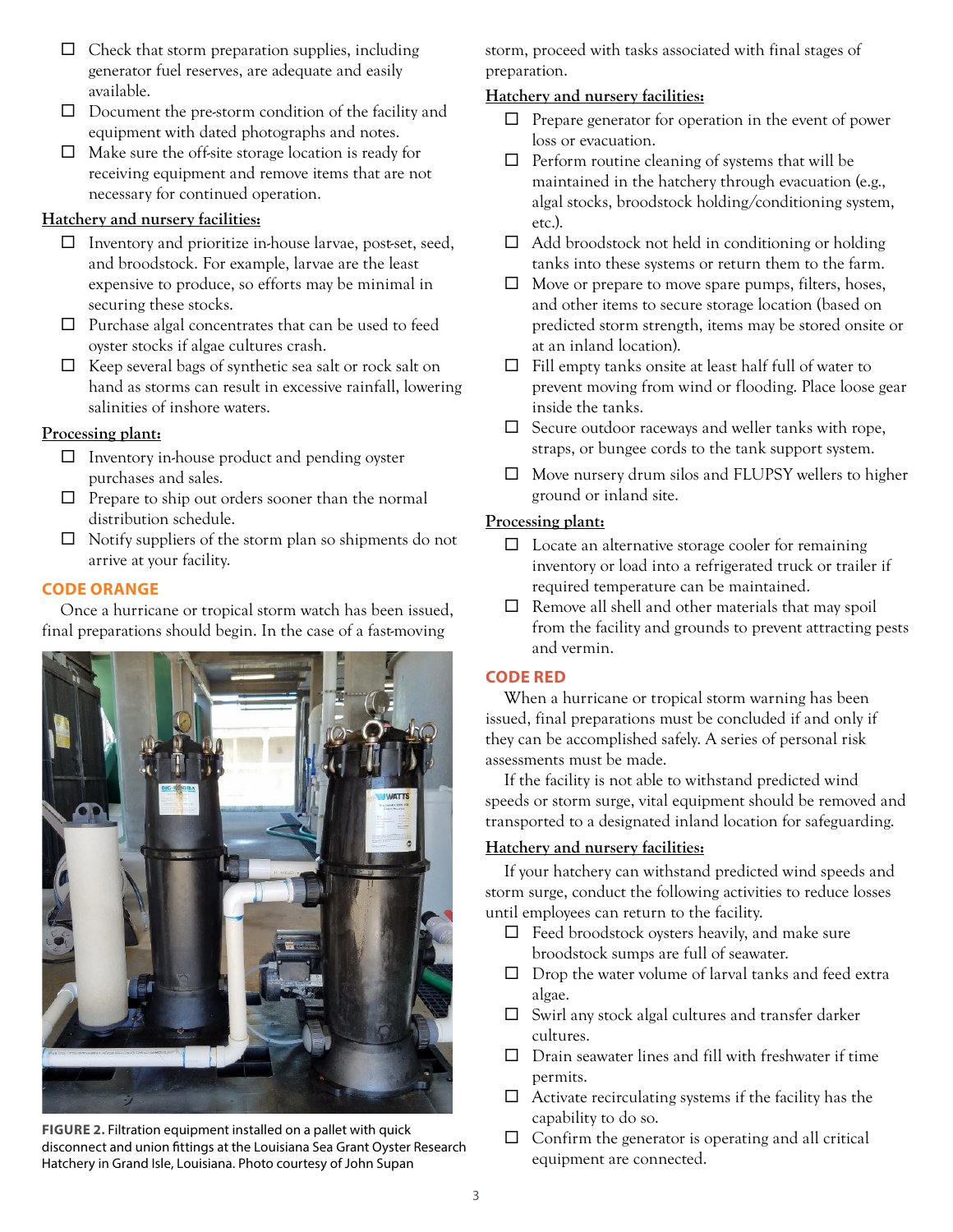- ☐ Check that storm preparation supplies, including generator fuel reserves, are adequate and easily available.
- ☐ Document the pre-storm condition of the facility and equipment with dated photographs and notes.
- ☐ Make sure the off-site storage location is ready for receiving equipment and remove items that are not necessary for continued operation.

**Hatchery and nursery facilities:**

- ☐ Inventory and prioritize in-house larvae, post-set, seed, and broodstock. For example, larvae are the least expensive to produce, so efforts may be minimal in securing these stocks.
- ☐ Purchase algal concentrates that can be used to feed oyster stocks if algae cultures crash.
- ☐ Keep several bags of synthetic sea salt or rock salt on hand as storms can result in excessive rainfall, lowering salinities of inshore waters.

**Processing plant:**

- ☐ Inventory in-house product and pending oyster purchases and sales.
- ☐ Prepare to ship out orders sooner than the normal distribution schedule.
- ☐ Notify suppliers of the storm plan so shipments do not arrive at your facility.

## CODE ORANGE

Once a hurricane or tropical storm watch has been issued, final preparations should begin. In the case of a fast-moving storm, proceed with tasks associated with final stages of preparation.

**FIGURE 2.** Filtration equipment installed on a pallet with quick disconnect and union fittings at the Louisiana Sea Grant Oyster Research Hatchery in Grand Isle, Louisiana. Photo courtesy of John Supan

**Hatchery and nursery facilities:**

- ☐ Prepare generator for operation in the event of power loss or evacuation.
- ☐ Perform routine cleaning of systems that will be maintained in the hatchery through evacuation (e.g., algal stocks, broodstock holding/conditioning system, etc.).
- ☐ Add broodstock not held in conditioning or holding tanks into these systems or return them to the farm.
- ☐ Move or prepare to move spare pumps, filters, hoses, and other items to secure storage location (based on predicted storm strength, items may be stored onsite or at an inland location).
- ☐ Fill empty tanks onsite at least half full of water to prevent moving from wind or flooding. Place loose gear inside the tanks.
- ☐ Secure outdoor raceways and weller tanks with rope, straps, or bungee cords to the tank support system.
- ☐ Move nursery drum silos and FLUPSY wellers to higher ground or inland site.

**Processing plant:**

- ☐ Locate an alternative storage cooler for remaining inventory or load into a refrigerated truck or trailer if required temperature can be maintained.
- ☐ Remove all shell and other materials that may spoil from the facility and grounds to prevent attracting pests and vermin.

## CODE RED

When a hurricane or tropical storm warning has been issued, final preparations must be concluded if and only if they can be accomplished safely. A series of personal risk assessments must be made.

If the facility is not able to withstand predicted wind speeds or storm surge, vital equipment should be removed and transported to a designated inland location for safeguarding.

**Hatchery and nursery facilities:**

If your hatchery can withstand predicted wind speeds and storm surge, conduct the following activities to reduce losses until employees can return to the facility.

- ☐ Feed broodstock oysters heavily, and make sure broodstock sumps are full of seawater.
- ☐ Drop the water volume of larval tanks and feed extra algae.
- ☐ Swirl any stock algal cultures and transfer darker cultures.
- ☐ Drain seawater lines and fill with freshwater if time permits.
- ☐ Activate recirculating systems if the facility has the capability to do so.
- ☐ Confirm the generator is operating and all critical equipment are connected.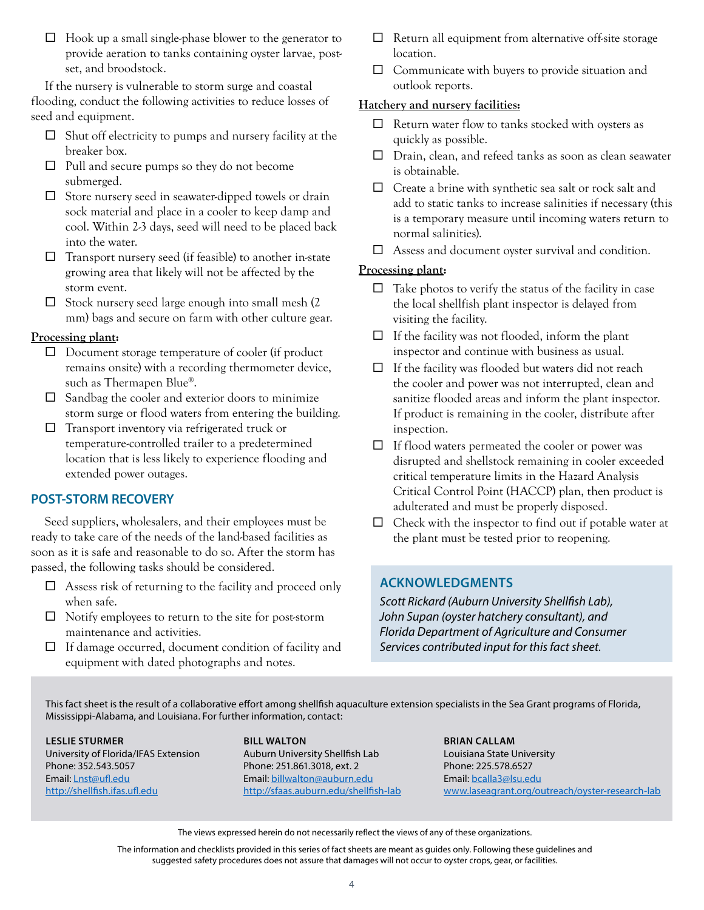- ☐ Hook up a small single-phase blower to the generator to provide aeration to tanks containing oyster larvae, post-set, and broodstock.

If the nursery is vulnerable to storm surge and coastal flooding, conduct the following activities to reduce losses of seed and equipment.

- ☐ Shut off electricity to pumps and nursery facility at the breaker box.
- ☐ Pull and secure pumps so they do not become submerged.
- ☐ Store nursery seed in seawater-dipped towels or drain sock material and place in a cooler to keep damp and cool. Within 2-3 days, seed will need to be placed back into the water.
- ☐ Transport nursery seed (if feasible) to another in-state growing area that likely will not be affected by the storm event.
- ☐ Stock nursery seed large enough into small mesh (2 mm) bags and secure on farm with other culture gear.

**Processing plant:**

- ☐ Document storage temperature of cooler (if product remains onsite) with a recording thermometer device, such as Thermapen Blue®.
- ☐ Sandbag the cooler and exterior doors to minimize storm surge or flood waters from entering the building.
- ☐ Transport inventory via refrigerated truck or temperature-controlled trailer to a predetermined location that is less likely to experience flooding and extended power outages.

## POST-STORM RECOVERY

Seed suppliers, wholesalers, and their employees must be ready to take care of the needs of the land-based facilities as soon as it is safe and reasonable to do so. After the storm has passed, the following tasks should be considered.

- ☐ Assess risk of returning to the facility and proceed only when safe.
- ☐ Notify employees to return to the site for post-storm maintenance and activities.
- ☐ If damage occurred, document condition of facility and equipment with dated photographs and notes.
- ☐ Return all equipment from alternative off-site storage location.
- ☐ Communicate with buyers to provide situation and outlook reports.

**Hatchery and nursery facilities:**

- ☐ Return water flow to tanks stocked with oysters as quickly as possible.
- ☐ Drain, clean, and refeed tanks as soon as clean seawater is obtainable.
- ☐ Create a brine with synthetic sea salt or rock salt and add to static tanks to increase salinities if necessary (this is a temporary measure until incoming waters return to normal salinities).
- ☐ Assess and document oyster survival and condition.

**Processing plant:**

- ☐ Take photos to verify the status of the facility in case the local shellfish plant inspector is delayed from visiting the facility.
- ☐ If the facility was not flooded, inform the plant inspector and continue with business as usual.
- ☐ If the facility was flooded but waters did not reach the cooler and power was not interrupted, clean and sanitize flooded areas and inform the plant inspector. If product is remaining in the cooler, distribute after inspection.
- ☐ If flood waters permeated the cooler or power was disrupted and shellstock remaining in cooler exceeded critical temperature limits in the Hazard Analysis Critical Control Point (HACCP) plan, then product is adulterated and must be properly disposed.
- ☐ Check with the inspector to find out if potable water at the plant must be tested prior to reopening.

## ACKNOWLEDGMENTS

*Scott Rickard (Auburn University Shellfish Lab), John Supan (oyster hatchery consultant), and Florida Department of Agriculture and Consumer Services contributed input for this fact sheet.*

This fact sheet is the result of a collaborative effort among shellfish aquaculture extension specialists in the Sea Grant programs of Florida, Mississippi-Alabama, and Louisiana. For further information, contact:

**LESLIE STURMER**
University of Florida/IFAS Extension
Phone: 352.543.5057
Email: Lnst@ufl.edu
http://shellfish.ifas.ufl.edu

**BILL WALTON**
Auburn University Shellfish Lab
Phone: 251.861.3018, ext. 2
Email: billwalton@auburn.edu
http://sfaas.auburn.edu/shellfish-lab

**BRIAN CALLAM**
Louisiana State University
Phone: 225.578.6527
Email: bcalla3@lsu.edu
www.laseagrant.org/outreach/oyster-research-lab

The views expressed herein do not necessarily reflect the views of any of these organizations.

The information and checklists provided in this series of fact sheets are meant as guides only. Following these guidelines and suggested safety procedures does not assure that damages will not occur to oyster crops, gear, or facilities.